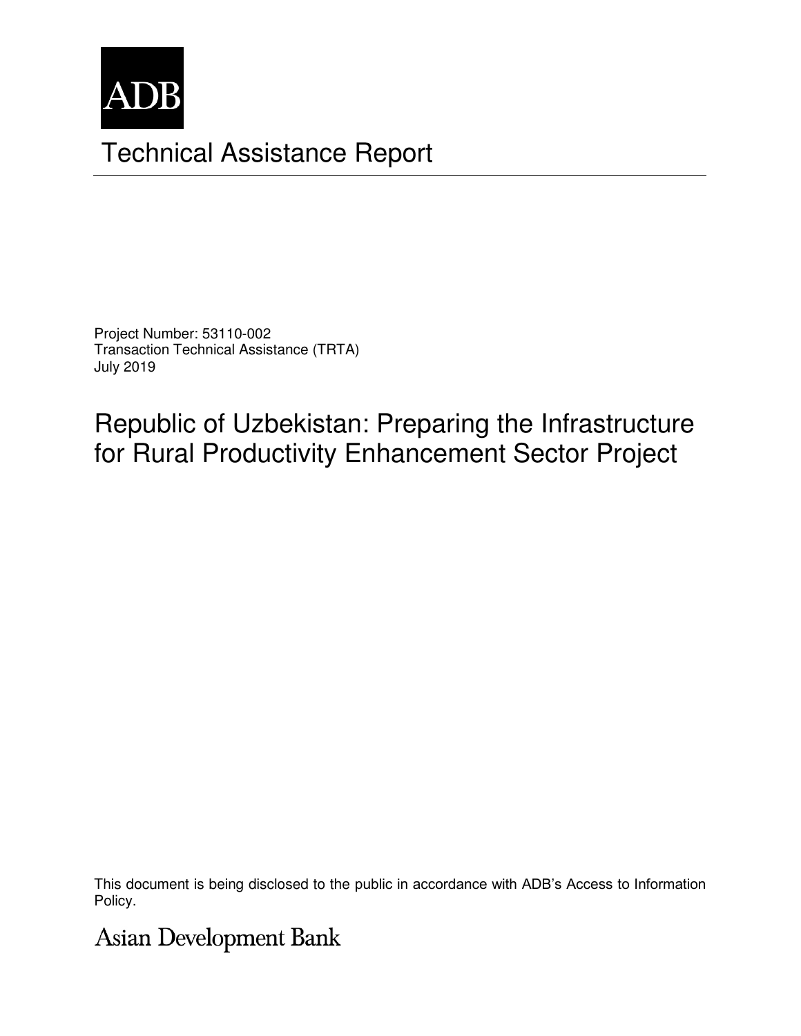ADB

# Technical Assistance Report

Project Number: 53110-002
Transaction Technical Assistance (TRTA)
July 2019

## Republic of Uzbekistan: Preparing the Infrastructure for Rural Productivity Enhancement Sector Project

This document is being disclosed to the public in accordance with ADB's Access to Information Policy.

Asian Development Bank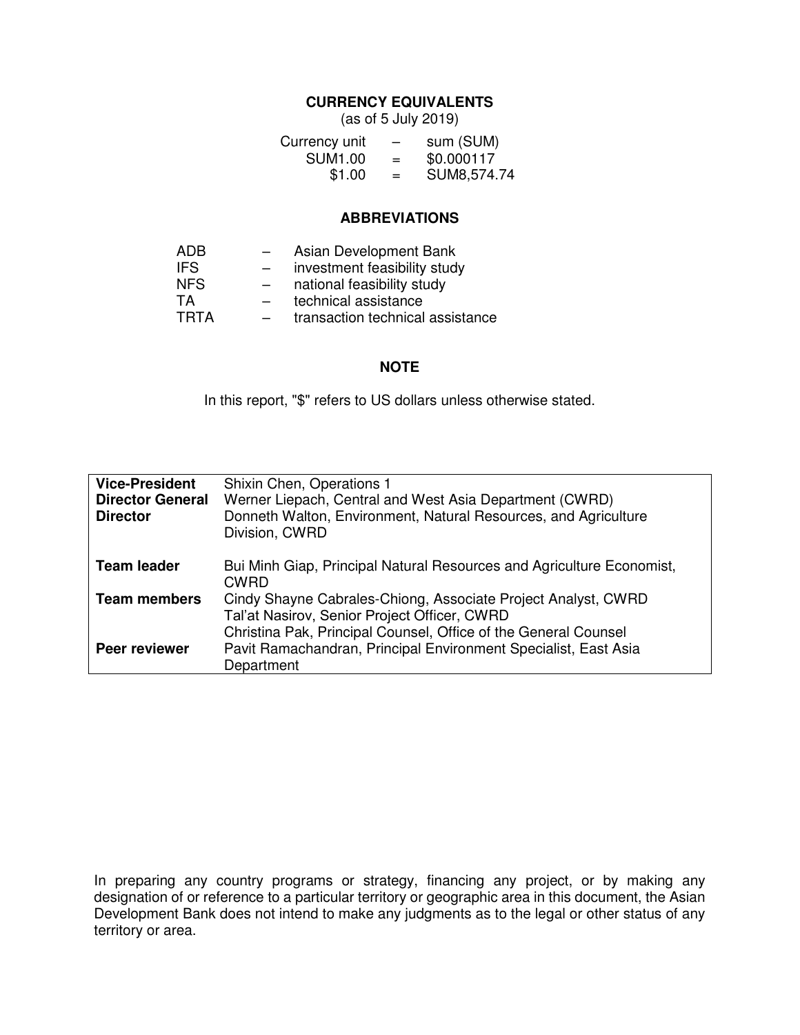## CURRENCY EQUIVALENTS

(as of 5 July 2019)

| | | |
|---|---|---|
| Currency unit | – | sum (SUM) |
| SUM1.00 | = | $0.000117 |
| $1.00 | = | SUM8,574.74 |

## ABBREVIATIONS

| | | |
|---|---|---|
| ADB | – | Asian Development Bank |
| IFS | – | investment feasibility study |
| NFS | – | national feasibility study |
| TA | – | technical assistance |
| TRTA | – | transaction technical assistance |

## NOTE

In this report, "$" refers to US dollars unless otherwise stated.

| | |
|---|---|
| **Vice-President** | Shixin Chen, Operations 1 |
| **Director General** | Werner Liepach, Central and West Asia Department (CWRD) |
| **Director** | Donneth Walton, Environment, Natural Resources, and Agriculture Division, CWRD |
| **Team leader** | Bui Minh Giap, Principal Natural Resources and Agriculture Economist, CWRD |
| **Team members** | Cindy Shayne Cabrales-Chiong, Associate Project Analyst, CWRD<br>Tal'at Nasirov, Senior Project Officer, CWRD<br>Christina Pak, Principal Counsel, Office of the General Counsel |
| **Peer reviewer** | Pavit Ramachandran, Principal Environment Specialist, East Asia Department |

In preparing any country programs or strategy, financing any project, or by making any designation of or reference to a particular territory or geographic area in this document, the Asian Development Bank does not intend to make any judgments as to the legal or other status of any territory or area.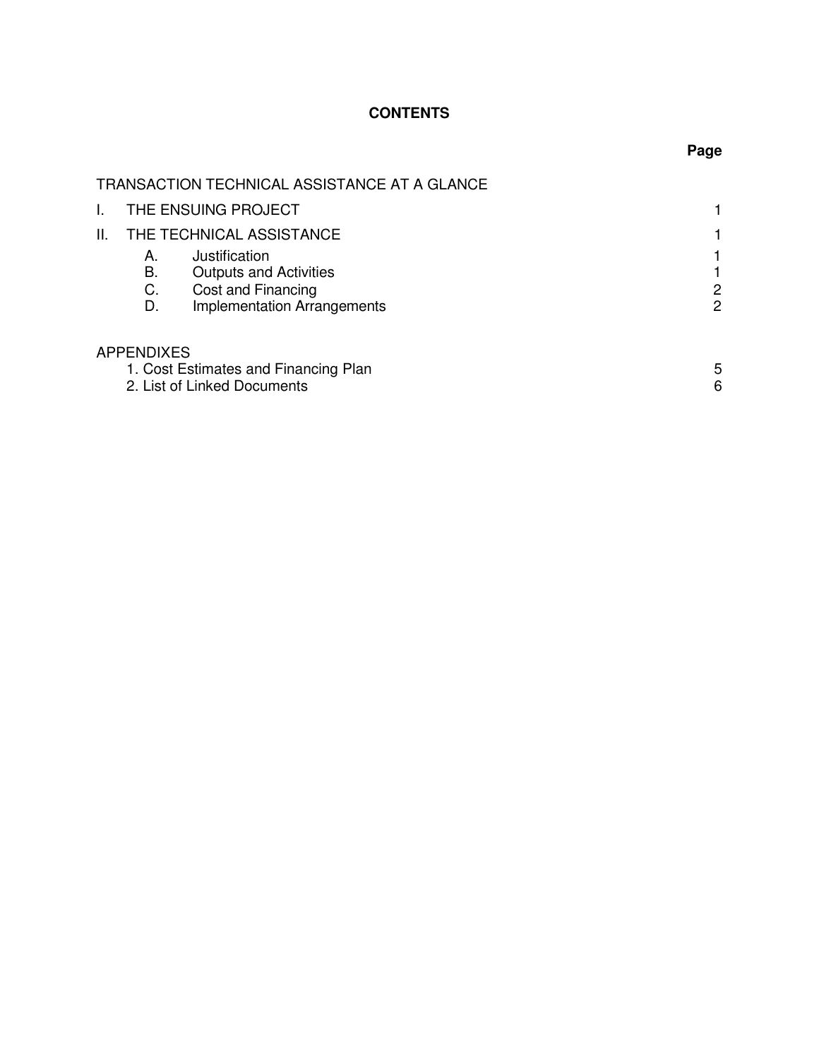# CONTENTS

| | Page |
|---|---|
| TRANSACTION TECHNICAL ASSISTANCE AT A GLANCE | |
| I. THE ENSUING PROJECT | 1 |
| II. THE TECHNICAL ASSISTANCE | 1 |
| A. Justification | 1 |
| B. Outputs and Activities | 1 |
| C. Cost and Financing | 2 |
| D. Implementation Arrangements | 2 |
| APPENDIXES | |
| 1. Cost Estimates and Financing Plan | 5 |
| 2. List of Linked Documents | 6 |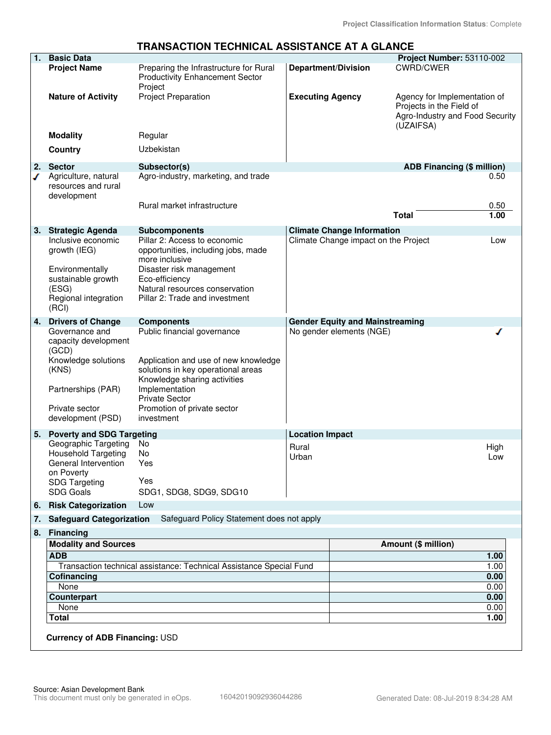Project Classification Information Status: Complete

# TRANSACTION TECHNICAL ASSISTANCE AT A GLANCE

## 1. Basic Data

**Project Number:** 53110-002

| | | | |
|---|---|---|---|
| **Project Name** | Preparing the Infrastructure for Rural Productivity Enhancement Sector Project | **Department/Division** | CWRD/CWER |
| **Nature of Activity** | Project Preparation | **Executing Agency** | Agency for Implementation of Projects in the Field of Agro-Industry and Food Security (UZAIFSA) |
| **Modality** | Regular | | |
| **Country** | Uzbekistan | | |

## 2. Sector

| Sector | Subsector(s) | ADB Financing ($ million) |
|---|---|---|
| ✓ Agriculture, natural resources and rural development | Agro-industry, marketing, and trade | 0.50 |
| | Rural market infrastructure | 0.50 |
| | **Total** | **1.00** |

## 3. Strategic Agenda

| Strategic Agenda | Subcomponents |
|---|---|
| Inclusive economic growth (IEG) | Pillar 2: Access to economic opportunities, including jobs, made more inclusive |
| Environmentally sustainable growth (ESG) | Disaster risk management<br>Eco-efficiency<br>Natural resources conservation |
| Regional integration (RCI) | Pillar 2: Trade and investment |

**Climate Change Information**

| | |
|---|---|
| Climate Change impact on the Project | Low |

## 4. Drivers of Change

| Drivers of Change | Components |
|---|---|
| Governance and capacity development (GCD) | Public financial governance |
| Knowledge solutions (KNS) | Application and use of new knowledge solutions in key operational areas<br>Knowledge sharing activities |
| Partnerships (PAR) | Implementation<br>Private Sector |
| Private sector development (PSD) | Promotion of private sector investment |

**Gender Equity and Mainstreaming**

| | |
|---|---|
| No gender elements (NGE) | ✓ |

## 5. Poverty and SDG Targeting

| | |
|---|---|
| Geographic Targeting | No |
| Household Targeting | No |
| General Intervention on Poverty | Yes |
| SDG Targeting | Yes |
| SDG Goals | SDG1, SDG8, SDG9, SDG10 |

**Location Impact**

| | |
|---|---|
| Rural | High |
| Urban | Low |

## 6. Risk Categorization

Low

## 7. Safeguard Categorization

Safeguard Policy Statement does not apply

## 8. Financing

| Modality and Sources | Amount ($ million) |
|---|---|
| **ADB** | **1.00** |
| Transaction technical assistance: Technical Assistance Special Fund | 1.00 |
| **Cofinancing** | **0.00** |
| None | 0.00 |
| **Counterpart** | **0.00** |
| None | 0.00 |
| **Total** | **1.00** |

**Currency of ADB Financing:** USD

Source: Asian Development Bank
This document must only be generated in eOps. 16042019092936044286 Generated Date: 08-Jul-2019 8:34:28 AM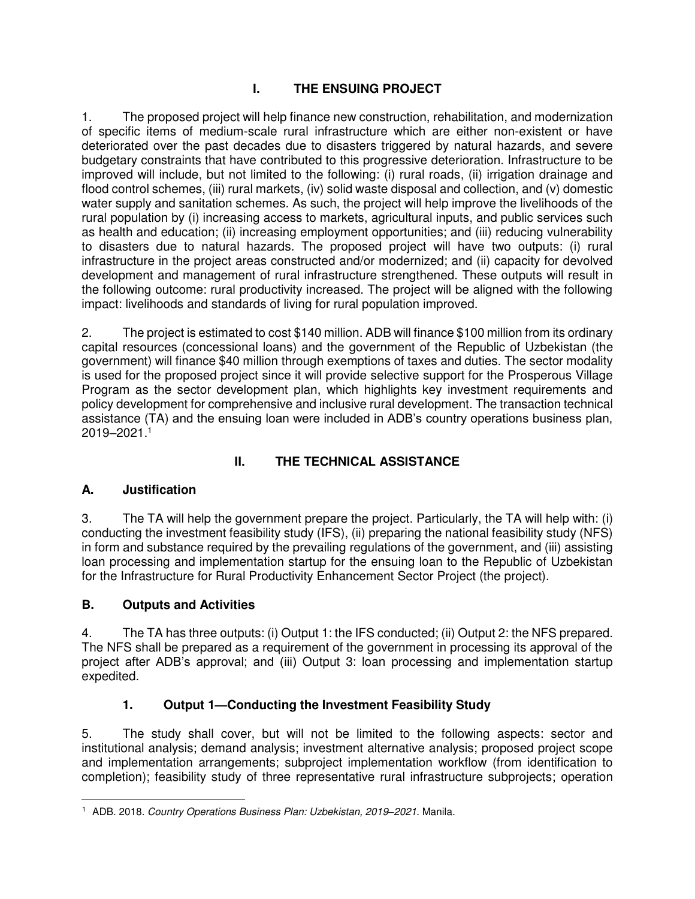# I. THE ENSUING PROJECT

1. The proposed project will help finance new construction, rehabilitation, and modernization of specific items of medium-scale rural infrastructure which are either non-existent or have deteriorated over the past decades due to disasters triggered by natural hazards, and severe budgetary constraints that have contributed to this progressive deterioration. Infrastructure to be improved will include, but not limited to the following: (i) rural roads, (ii) irrigation drainage and flood control schemes, (iii) rural markets, (iv) solid waste disposal and collection, and (v) domestic water supply and sanitation schemes. As such, the project will help improve the livelihoods of the rural population by (i) increasing access to markets, agricultural inputs, and public services such as health and education; (ii) increasing employment opportunities; and (iii) reducing vulnerability to disasters due to natural hazards. The proposed project will have two outputs: (i) rural infrastructure in the project areas constructed and/or modernized; and (ii) capacity for devolved development and management of rural infrastructure strengthened. These outputs will result in the following outcome: rural productivity increased. The project will be aligned with the following impact: livelihoods and standards of living for rural population improved.

2. The project is estimated to cost $140 million. ADB will finance $100 million from its ordinary capital resources (concessional loans) and the government of the Republic of Uzbekistan (the government) will finance $40 million through exemptions of taxes and duties. The sector modality is used for the proposed project since it will provide selective support for the Prosperous Village Program as the sector development plan, which highlights key investment requirements and policy development for comprehensive and inclusive rural development. The transaction technical assistance (TA) and the ensuing loan were included in ADB's country operations business plan, 2019–2021.[1]

# II. THE TECHNICAL ASSISTANCE

## A. Justification

3. The TA will help the government prepare the project. Particularly, the TA will help with: (i) conducting the investment feasibility study (IFS), (ii) preparing the national feasibility study (NFS) in form and substance required by the prevailing regulations of the government, and (iii) assisting loan processing and implementation startup for the ensuing loan to the Republic of Uzbekistan for the Infrastructure for Rural Productivity Enhancement Sector Project (the project).

## B. Outputs and Activities

4. The TA has three outputs: (i) Output 1: the IFS conducted; (ii) Output 2: the NFS prepared. The NFS shall be prepared as a requirement of the government in processing its approval of the project after ADB's approval; and (iii) Output 3: loan processing and implementation startup expedited.

### 1. Output 1—Conducting the Investment Feasibility Study

5. The study shall cover, but will not be limited to the following aspects: sector and institutional analysis; demand analysis; investment alternative analysis; proposed project scope and implementation arrangements; subproject implementation workflow (from identification to completion); feasibility study of three representative rural infrastructure subprojects; operation

[1] ADB. 2018. *Country Operations Business Plan: Uzbekistan, 2019–2021*. Manila.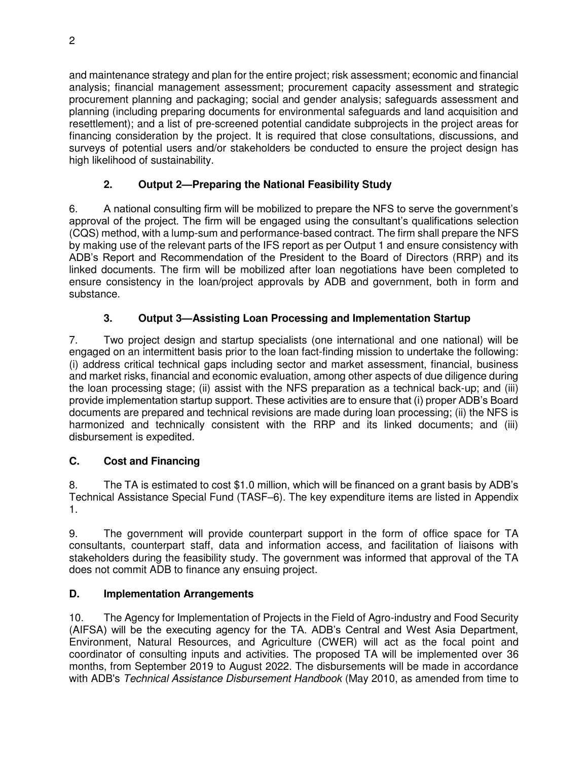and maintenance strategy and plan for the entire project; risk assessment; economic and financial analysis; financial management assessment; procurement capacity assessment and strategic procurement planning and packaging; social and gender analysis; safeguards assessment and planning (including preparing documents for environmental safeguards and land acquisition and resettlement); and a list of pre-screened potential candidate subprojects in the project areas for financing consideration by the project. It is required that close consultations, discussions, and surveys of potential users and/or stakeholders be conducted to ensure the project design has high likelihood of sustainability.

### 2. Output 2—Preparing the National Feasibility Study

6. A national consulting firm will be mobilized to prepare the NFS to serve the government's approval of the project. The firm will be engaged using the consultant's qualifications selection (CQS) method, with a lump-sum and performance-based contract. The firm shall prepare the NFS by making use of the relevant parts of the IFS report as per Output 1 and ensure consistency with ADB's Report and Recommendation of the President to the Board of Directors (RRP) and its linked documents. The firm will be mobilized after loan negotiations have been completed to ensure consistency in the loan/project approvals by ADB and government, both in form and substance.

### 3. Output 3—Assisting Loan Processing and Implementation Startup

7. Two project design and startup specialists (one international and one national) will be engaged on an intermittent basis prior to the loan fact-finding mission to undertake the following: (i) address critical technical gaps including sector and market assessment, financial, business and market risks, financial and economic evaluation, among other aspects of due diligence during the loan processing stage; (ii) assist with the NFS preparation as a technical back-up; and (iii) provide implementation startup support. These activities are to ensure that (i) proper ADB's Board documents are prepared and technical revisions are made during loan processing; (ii) the NFS is harmonized and technically consistent with the RRP and its linked documents; and (iii) disbursement is expedited.

## C. Cost and Financing

8. The TA is estimated to cost $1.0 million, which will be financed on a grant basis by ADB's Technical Assistance Special Fund (TASF–6). The key expenditure items are listed in Appendix 1.

9. The government will provide counterpart support in the form of office space for TA consultants, counterpart staff, data and information access, and facilitation of liaisons with stakeholders during the feasibility study. The government was informed that approval of the TA does not commit ADB to finance any ensuing project.

## D. Implementation Arrangements

10. The Agency for Implementation of Projects in the Field of Agro-industry and Food Security (AIFSA) will be the executing agency for the TA. ADB's Central and West Asia Department, Environment, Natural Resources, and Agriculture (CWER) will act as the focal point and coordinator of consulting inputs and activities. The proposed TA will be implemented over 36 months, from September 2019 to August 2022. The disbursements will be made in accordance with ADB's *Technical Assistance Disbursement Handbook* (May 2010, as amended from time to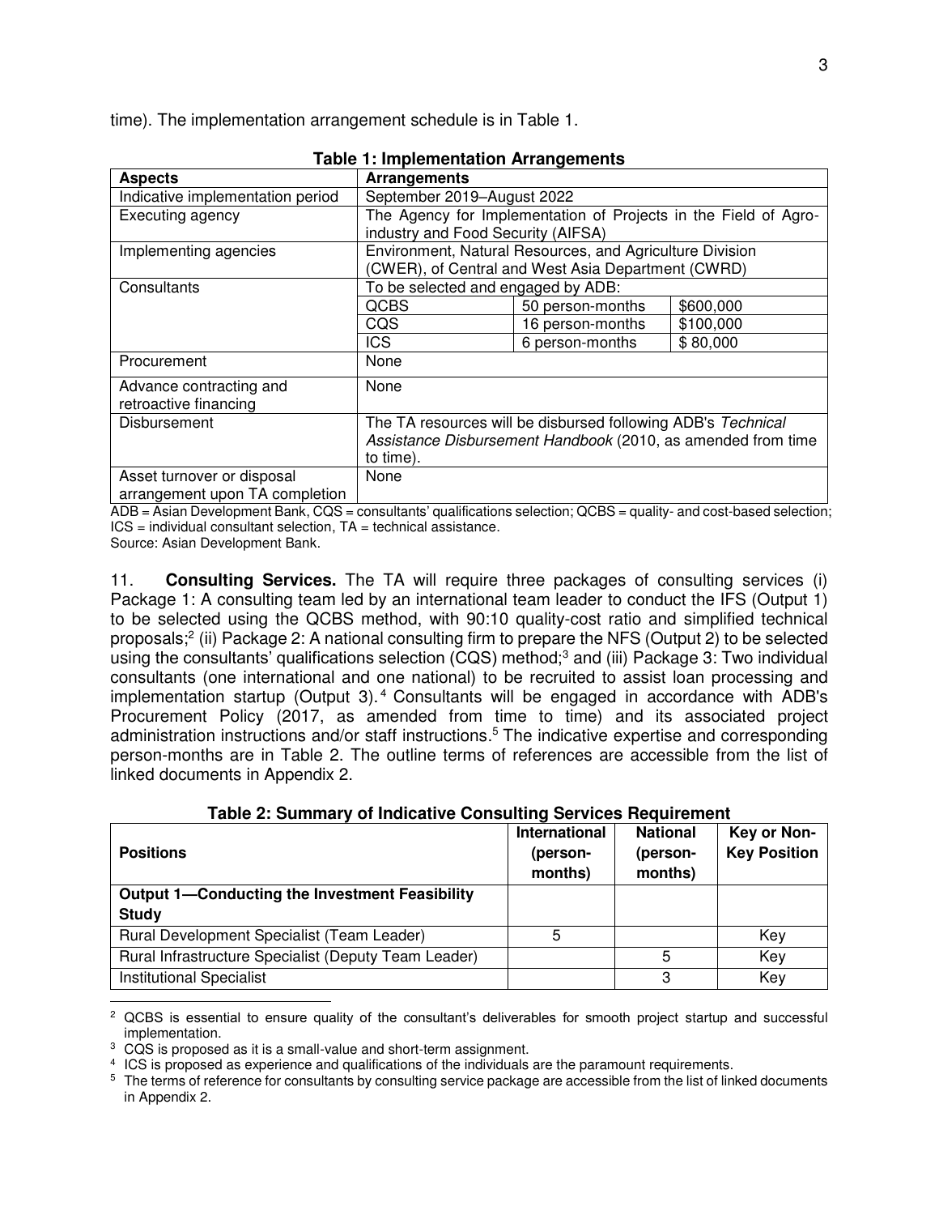time). The implementation arrangement schedule is in Table 1.

**Table 1: Implementation Arrangements**

| Aspects | Arrangements | | |
|---|---|---|---|
| Indicative implementation period | September 2019–August 2022 | | |
| Executing agency | The Agency for Implementation of Projects in the Field of Agro-industry and Food Security (AIFSA) | | |
| Implementing agencies | Environment, Natural Resources, and Agriculture Division (CWER), of Central and West Asia Department (CWRD) | | |
| Consultants | To be selected and engaged by ADB: | | |
| | QCBS | 50 person-months | $600,000 |
| | CQS | 16 person-months | $100,000 |
| | ICS | 6 person-months | $ 80,000 |
| Procurement | None | | |
| Advance contracting and retroactive financing | None | | |
| Disbursement | The TA resources will be disbursed following ADB's *Technical Assistance Disbursement Handbook* (2010, as amended from time to time). | | |
| Asset turnover or disposal arrangement upon TA completion | None | | |

ADB = Asian Development Bank, CQS = consultants' qualifications selection; QCBS = quality- and cost-based selection; ICS = individual consultant selection, TA = technical assistance.
Source: Asian Development Bank.

11. **Consulting Services.** The TA will require three packages of consulting services (i) Package 1: A consulting team led by an international team leader to conduct the IFS (Output 1) to be selected using the QCBS method, with 90:10 quality-cost ratio and simplified technical proposals;[2] (ii) Package 2: A national consulting firm to prepare the NFS (Output 2) to be selected using the consultants' qualifications selection (CQS) method;[3] and (iii) Package 3: Two individual consultants (one international and one national) to be recruited to assist loan processing and implementation startup (Output 3).[4] Consultants will be engaged in accordance with ADB's Procurement Policy (2017, as amended from time to time) and its associated project administration instructions and/or staff instructions.[5] The indicative expertise and corresponding person-months are in Table 2. The outline terms of references are accessible from the list of linked documents in Appendix 2.

**Table 2: Summary of Indicative Consulting Services Requirement**

| Positions | International (person-months) | National (person-months) | Key or Non-Key Position |
|---|---|---|---|
| **Output 1—Conducting the Investment Feasibility Study** | | | |
| Rural Development Specialist (Team Leader) | 5 | | Key |
| Rural Infrastructure Specialist (Deputy Team Leader) | | 5 | Key |
| Institutional Specialist | | 3 | Key |

[2] QCBS is essential to ensure quality of the consultant's deliverables for smooth project startup and successful implementation.

[3] CQS is proposed as it is a small-value and short-term assignment.

[4] ICS is proposed as experience and qualifications of the individuals are the paramount requirements.

[5] The terms of reference for consultants by consulting service package are accessible from the list of linked documents in Appendix 2.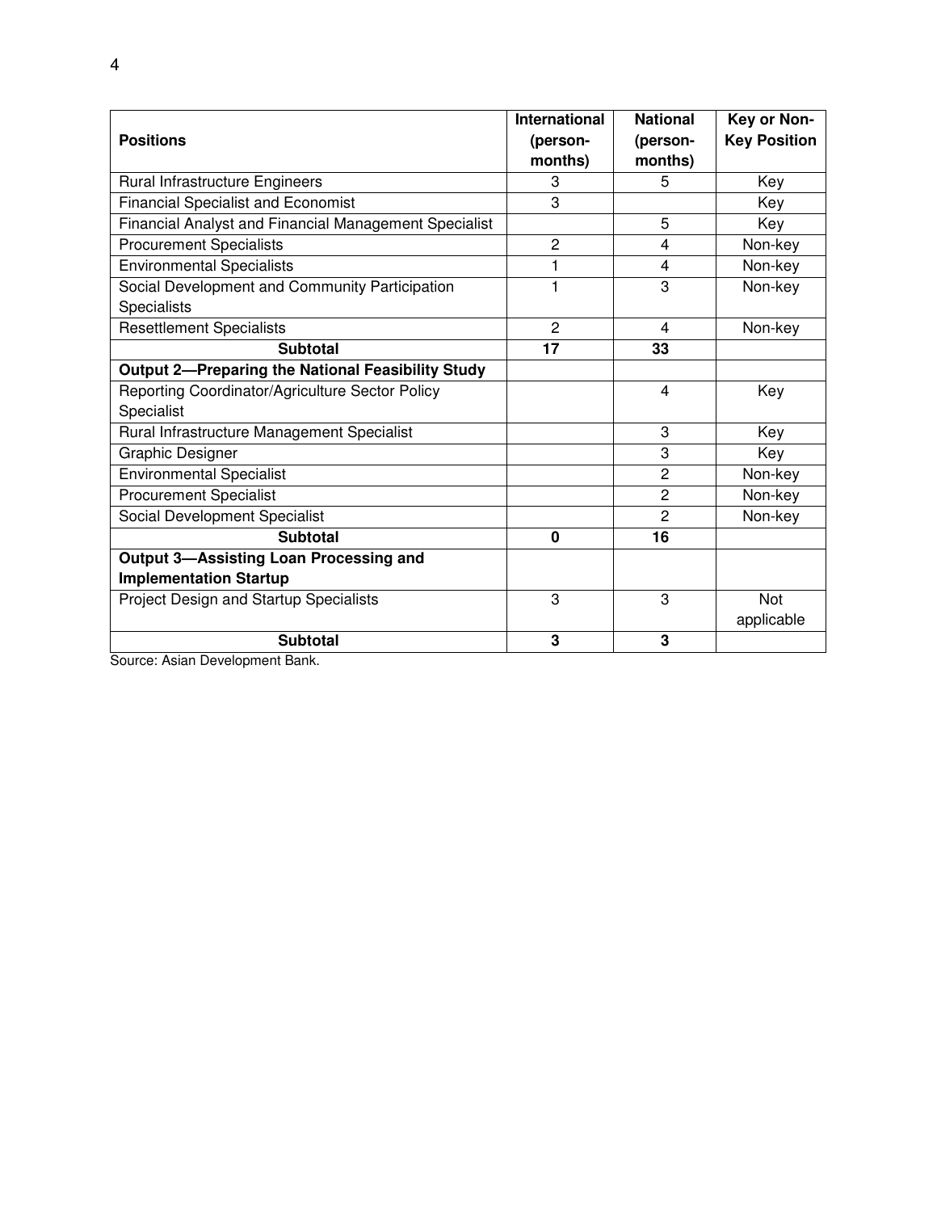| Positions | International (person-months) | National (person-months) | Key or Non-Key Position |
| --- | --- | --- | --- |
| Rural Infrastructure Engineers | 3 | 5 | Key |
| Financial Specialist and Economist | 3 | | Key |
| Financial Analyst and Financial Management Specialist | | 5 | Key |
| Procurement Specialists | 2 | 4 | Non-key |
| Environmental Specialists | 1 | 4 | Non-key |
| Social Development and Community Participation Specialists | 1 | 3 | Non-key |
| Resettlement Specialists | 2 | 4 | Non-key |
| **Subtotal** | **17** | **33** | |
| **Output 2—Preparing the National Feasibility Study** | | | |
| Reporting Coordinator/Agriculture Sector Policy Specialist | | 4 | Key |
| Rural Infrastructure Management Specialist | | 3 | Key |
| Graphic Designer | | 3 | Key |
| Environmental Specialist | | 2 | Non-key |
| Procurement Specialist | | 2 | Non-key |
| Social Development Specialist | | 2 | Non-key |
| **Subtotal** | **0** | **16** | |
| **Output 3—Assisting Loan Processing and Implementation Startup** | | | |
| Project Design and Startup Specialists | 3 | 3 | Not applicable |
| **Subtotal** | **3** | **3** | |

Source: Asian Development Bank.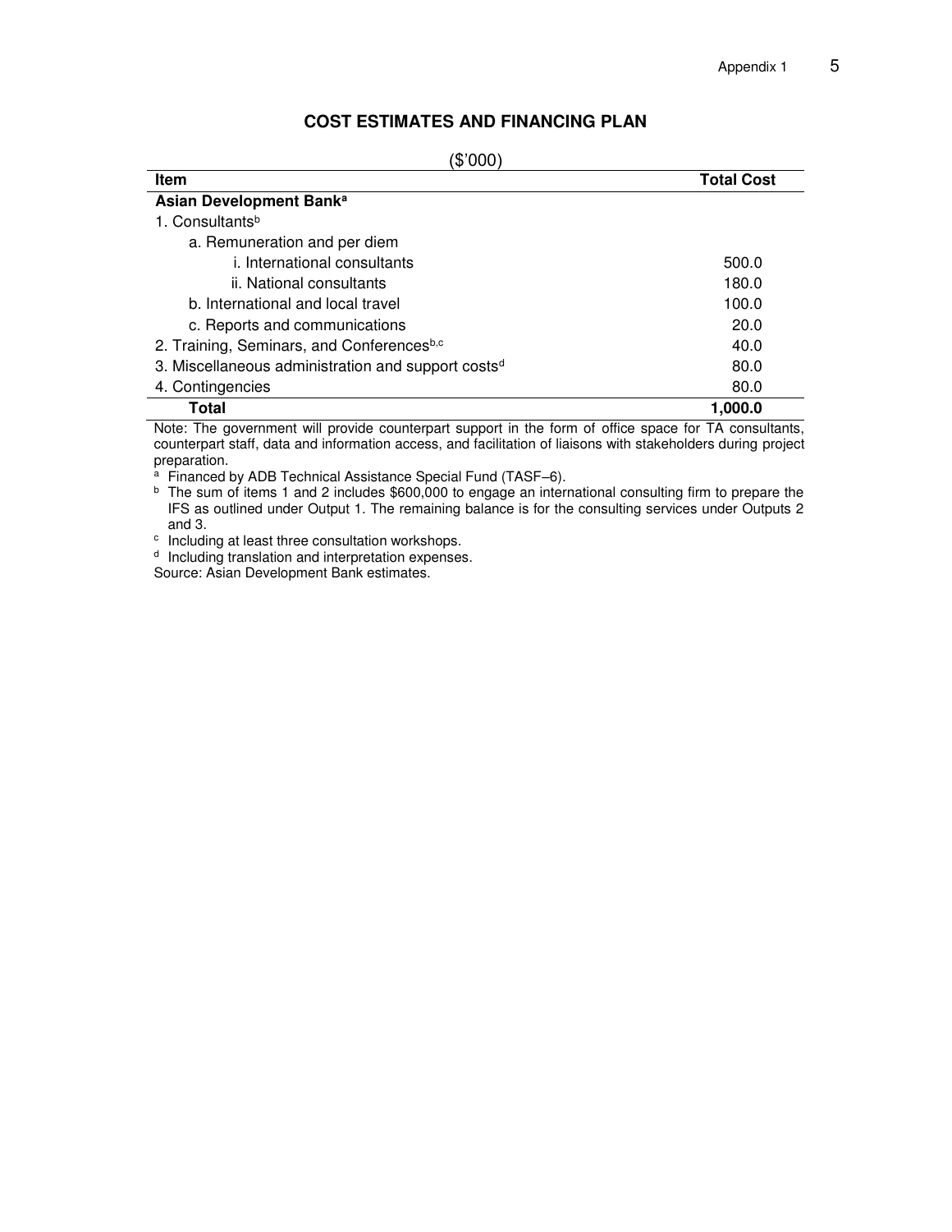## COST ESTIMATES AND FINANCING PLAN

($'000)

| Item | Total Cost |
|---|---|
| **Asian Development Bank**[a] | |
| 1. Consultants[b] | |
| a. Remuneration and per diem | |
| i. International consultants | 500.0 |
| ii. National consultants | 180.0 |
| b. International and local travel | 100.0 |
| c. Reports and communications | 20.0 |
| 2. Training, Seminars, and Conferences[b,c] | 40.0 |
| 3. Miscellaneous administration and support costs[d] | 80.0 |
| 4. Contingencies | 80.0 |
| **Total** | **1,000.0** |

Note: The government will provide counterpart support in the form of office space for TA consultants, counterpart staff, data and information access, and facilitation of liaisons with stakeholders during project preparation.

[a] Financed by ADB Technical Assistance Special Fund (TASF–6).

[b] The sum of items 1 and 2 includes $600,000 to engage an international consulting firm to prepare the IFS as outlined under Output 1. The remaining balance is for the consulting services under Outputs 2 and 3.

[c] Including at least three consultation workshops.

[d] Including translation and interpretation expenses.

Source: Asian Development Bank estimates.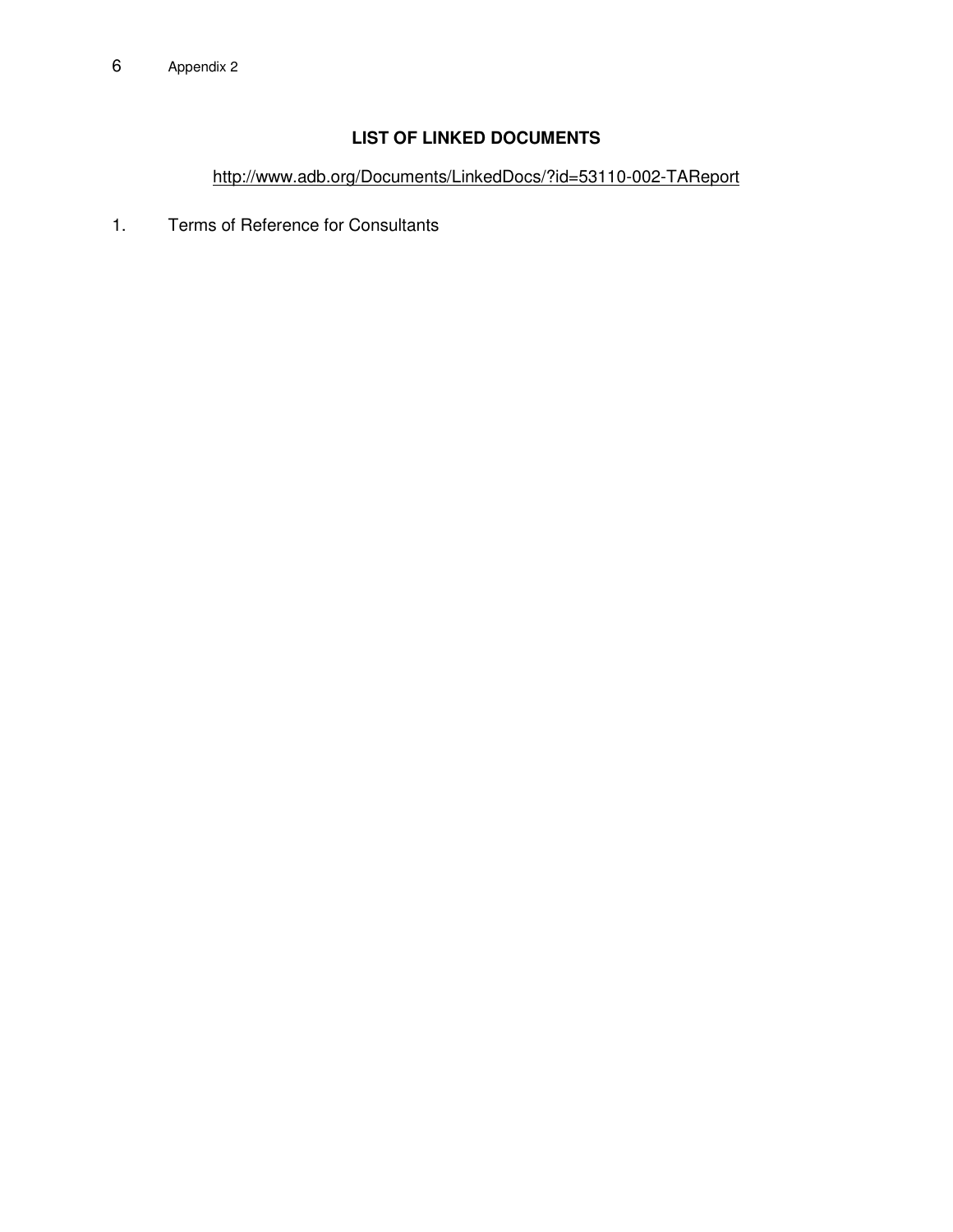Appendix 2

## LIST OF LINKED DOCUMENTS

http://www.adb.org/Documents/LinkedDocs/?id=53110-002-TAReport

1. Terms of Reference for Consultants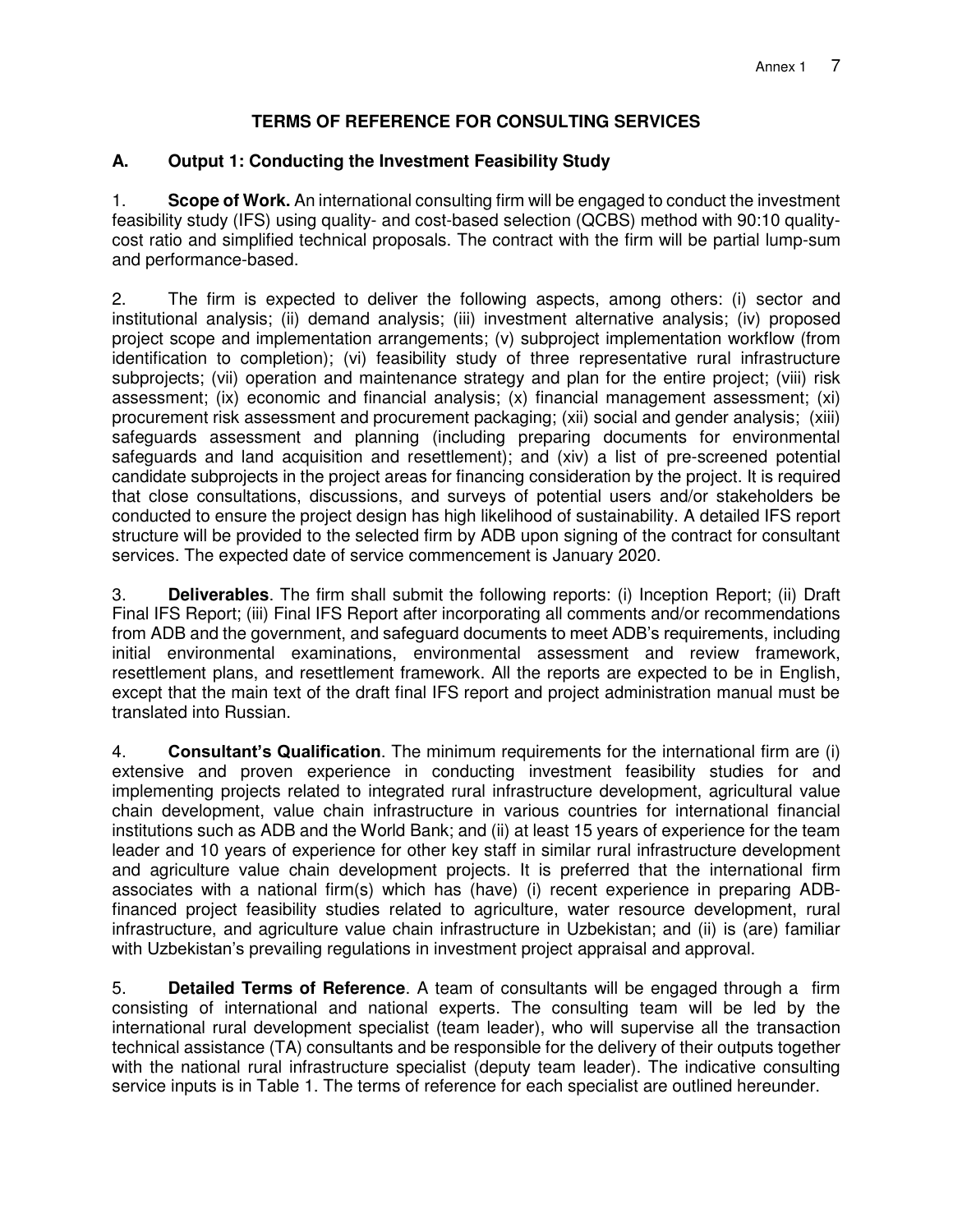# TERMS OF REFERENCE FOR CONSULTING SERVICES

## A. Output 1: Conducting the Investment Feasibility Study

1. **Scope of Work.** An international consulting firm will be engaged to conduct the investment feasibility study (IFS) using quality- and cost-based selection (QCBS) method with 90:10 quality-cost ratio and simplified technical proposals. The contract with the firm will be partial lump-sum and performance-based.

2. The firm is expected to deliver the following aspects, among others: (i) sector and institutional analysis; (ii) demand analysis; (iii) investment alternative analysis; (iv) proposed project scope and implementation arrangements; (v) subproject implementation workflow (from identification to completion); (vi) feasibility study of three representative rural infrastructure subprojects; (vii) operation and maintenance strategy and plan for the entire project; (viii) risk assessment; (ix) economic and financial analysis; (x) financial management assessment; (xi) procurement risk assessment and procurement packaging; (xii) social and gender analysis; (xiii) safeguards assessment and planning (including preparing documents for environmental safeguards and land acquisition and resettlement); and (xiv) a list of pre-screened potential candidate subprojects in the project areas for financing consideration by the project. It is required that close consultations, discussions, and surveys of potential users and/or stakeholders be conducted to ensure the project design has high likelihood of sustainability. A detailed IFS report structure will be provided to the selected firm by ADB upon signing of the contract for consultant services. The expected date of service commencement is January 2020.

3. **Deliverables**. The firm shall submit the following reports: (i) Inception Report; (ii) Draft Final IFS Report; (iii) Final IFS Report after incorporating all comments and/or recommendations from ADB and the government, and safeguard documents to meet ADB's requirements, including initial environmental examinations, environmental assessment and review framework, resettlement plans, and resettlement framework. All the reports are expected to be in English, except that the main text of the draft final IFS report and project administration manual must be translated into Russian.

4. **Consultant's Qualification**. The minimum requirements for the international firm are (i) extensive and proven experience in conducting investment feasibility studies for and implementing projects related to integrated rural infrastructure development, agricultural value chain development, value chain infrastructure in various countries for international financial institutions such as ADB and the World Bank; and (ii) at least 15 years of experience for the team leader and 10 years of experience for other key staff in similar rural infrastructure development and agriculture value chain development projects. It is preferred that the international firm associates with a national firm(s) which has (have) (i) recent experience in preparing ADB-financed project feasibility studies related to agriculture, water resource development, rural infrastructure, and agriculture value chain infrastructure in Uzbekistan; and (ii) is (are) familiar with Uzbekistan's prevailing regulations in investment project appraisal and approval.

5. **Detailed Terms of Reference**. A team of consultants will be engaged through a firm consisting of international and national experts. The consulting team will be led by the international rural development specialist (team leader), who will supervise all the transaction technical assistance (TA) consultants and be responsible for the delivery of their outputs together with the national rural infrastructure specialist (deputy team leader). The indicative consulting service inputs is in Table 1. The terms of reference for each specialist are outlined hereunder.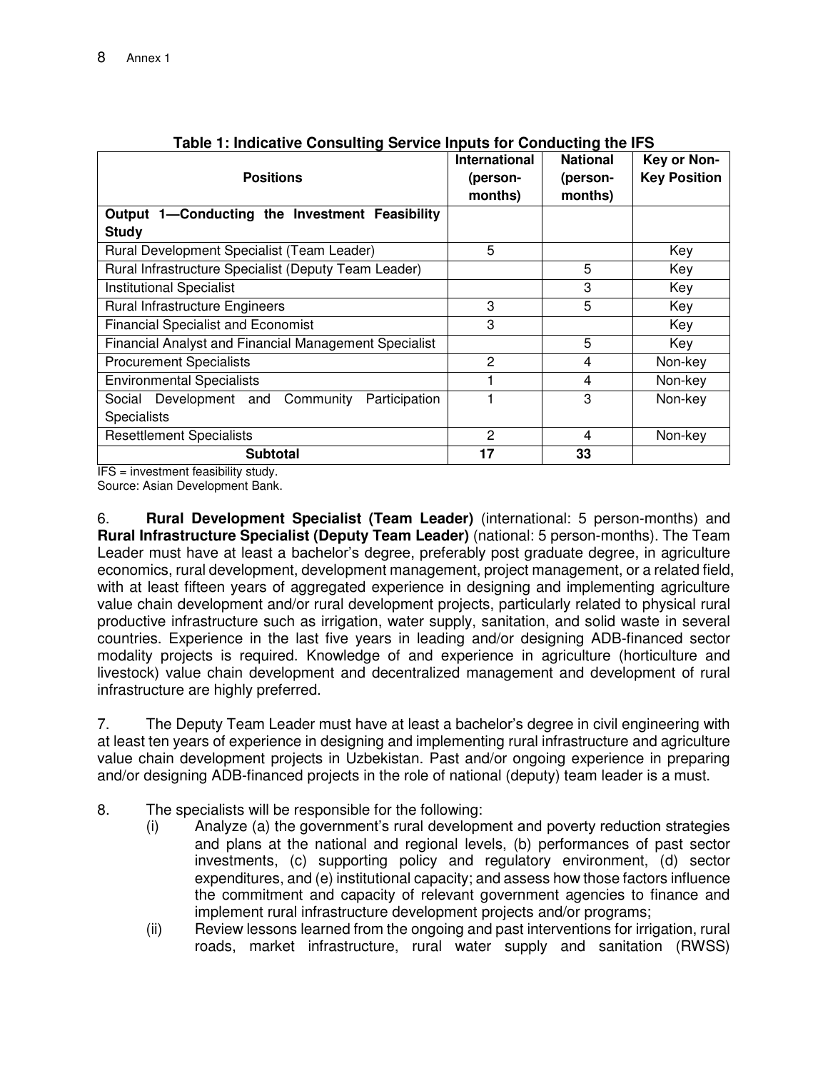**Table 1: Indicative Consulting Service Inputs for Conducting the IFS**

| Positions | International (person-months) | National (person-months) | Key or Non-Key Position |
|---|---|---|---|
| **Output 1—Conducting the Investment Feasibility Study** | | | |
| Rural Development Specialist (Team Leader) | 5 | | Key |
| Rural Infrastructure Specialist (Deputy Team Leader) | | 5 | Key |
| Institutional Specialist | | 3 | Key |
| Rural Infrastructure Engineers | 3 | 5 | Key |
| Financial Specialist and Economist | 3 | | Key |
| Financial Analyst and Financial Management Specialist | | 5 | Key |
| Procurement Specialists | 2 | 4 | Non-key |
| Environmental Specialists | 1 | 4 | Non-key |
| Social Development and Community Participation Specialists | 1 | 3 | Non-key |
| Resettlement Specialists | 2 | 4 | Non-key |
| **Subtotal** | **17** | **33** | |

IFS = investment feasibility study.
Source: Asian Development Bank.

6. **Rural Development Specialist (Team Leader)** (international: 5 person-months) and **Rural Infrastructure Specialist (Deputy Team Leader)** (national: 5 person-months). The Team Leader must have at least a bachelor's degree, preferably post graduate degree, in agriculture economics, rural development, development management, project management, or a related field, with at least fifteen years of aggregated experience in designing and implementing agriculture value chain development and/or rural development projects, particularly related to physical rural productive infrastructure such as irrigation, water supply, sanitation, and solid waste in several countries. Experience in the last five years in leading and/or designing ADB-financed sector modality projects is required. Knowledge of and experience in agriculture (horticulture and livestock) value chain development and decentralized management and development of rural infrastructure are highly preferred.

7. The Deputy Team Leader must have at least a bachelor's degree in civil engineering with at least ten years of experience in designing and implementing rural infrastructure and agriculture value chain development projects in Uzbekistan. Past and/or ongoing experience in preparing and/or designing ADB-financed projects in the role of national (deputy) team leader is a must.

8. The specialists will be responsible for the following:
   (i) Analyze (a) the government's rural development and poverty reduction strategies and plans at the national and regional levels, (b) performances of past sector investments, (c) supporting policy and regulatory environment, (d) sector expenditures, and (e) institutional capacity; and assess how those factors influence the commitment and capacity of relevant government agencies to finance and implement rural infrastructure development projects and/or programs;
   (ii) Review lessons learned from the ongoing and past interventions for irrigation, rural roads, market infrastructure, rural water supply and sanitation (RWSS)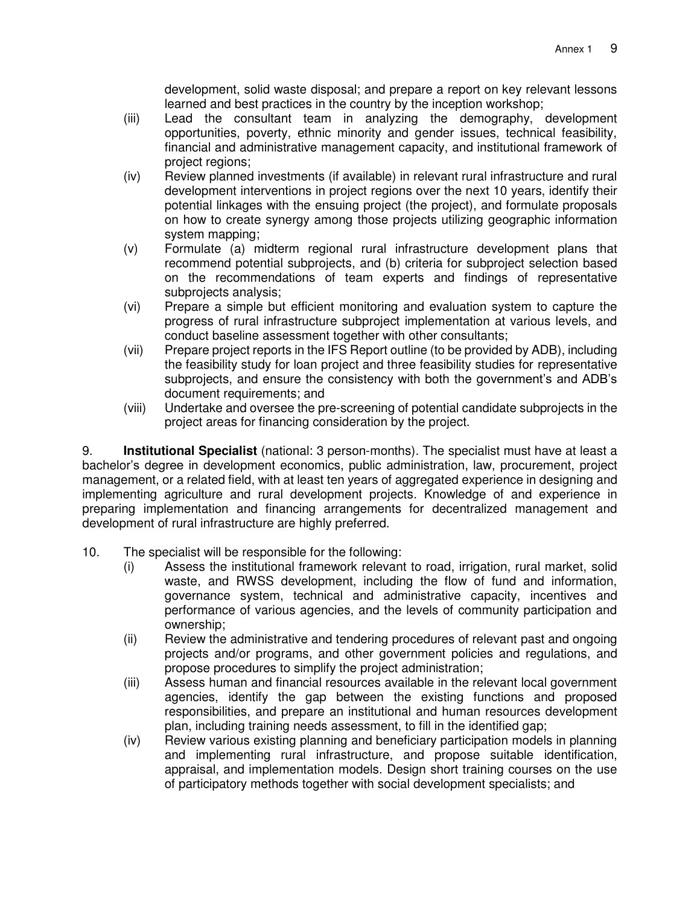development, solid waste disposal; and prepare a report on key relevant lessons learned and best practices in the country by the inception workshop;

(iii) Lead the consultant team in analyzing the demography, development opportunities, poverty, ethnic minority and gender issues, technical feasibility, financial and administrative management capacity, and institutional framework of project regions;

(iv) Review planned investments (if available) in relevant rural infrastructure and rural development interventions in project regions over the next 10 years, identify their potential linkages with the ensuing project (the project), and formulate proposals on how to create synergy among those projects utilizing geographic information system mapping;

(v) Formulate (a) midterm regional rural infrastructure development plans that recommend potential subprojects, and (b) criteria for subproject selection based on the recommendations of team experts and findings of representative subprojects analysis;

(vi) Prepare a simple but efficient monitoring and evaluation system to capture the progress of rural infrastructure subproject implementation at various levels, and conduct baseline assessment together with other consultants;

(vii) Prepare project reports in the IFS Report outline (to be provided by ADB), including the feasibility study for loan project and three feasibility studies for representative subprojects, and ensure the consistency with both the government's and ADB's document requirements; and

(viii) Undertake and oversee the pre-screening of potential candidate subprojects in the project areas for financing consideration by the project.

9. **Institutional Specialist** (national: 3 person-months). The specialist must have at least a bachelor's degree in development economics, public administration, law, procurement, project management, or a related field, with at least ten years of aggregated experience in designing and implementing agriculture and rural development projects. Knowledge of and experience in preparing implementation and financing arrangements for decentralized management and development of rural infrastructure are highly preferred.

10. The specialist will be responsible for the following:

(i) Assess the institutional framework relevant to road, irrigation, rural market, solid waste, and RWSS development, including the flow of fund and information, governance system, technical and administrative capacity, incentives and performance of various agencies, and the levels of community participation and ownership;

(ii) Review the administrative and tendering procedures of relevant past and ongoing projects and/or programs, and other government policies and regulations, and propose procedures to simplify the project administration;

(iii) Assess human and financial resources available in the relevant local government agencies, identify the gap between the existing functions and proposed responsibilities, and prepare an institutional and human resources development plan, including training needs assessment, to fill in the identified gap;

(iv) Review various existing planning and beneficiary participation models in planning and implementing rural infrastructure, and propose suitable identification, appraisal, and implementation models. Design short training courses on the use of participatory methods together with social development specialists; and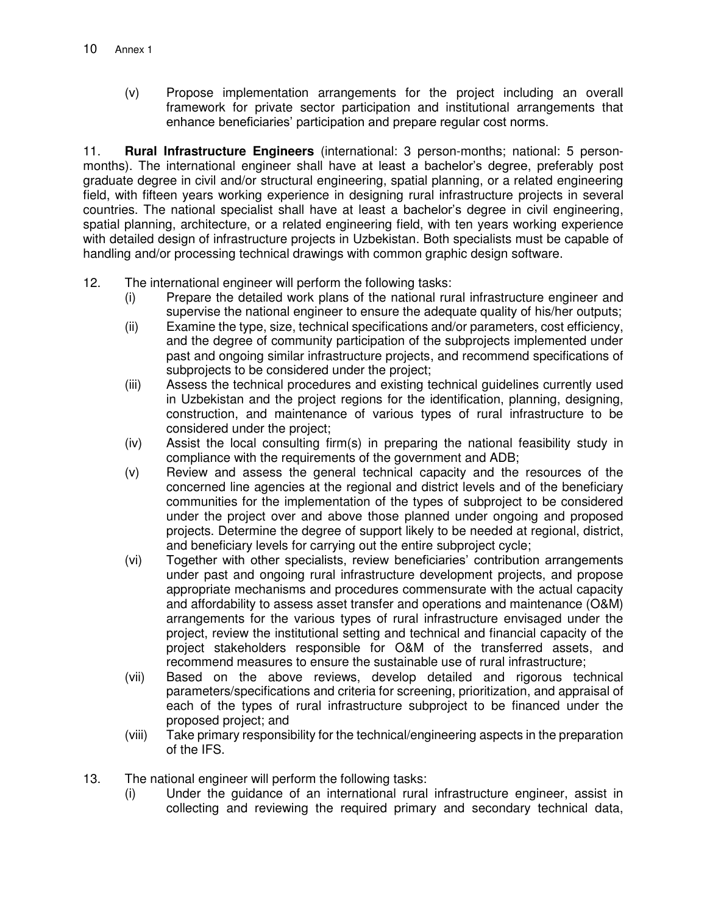(v) Propose implementation arrangements for the project including an overall framework for private sector participation and institutional arrangements that enhance beneficiaries' participation and prepare regular cost norms.

11. **Rural Infrastructure Engineers** (international: 3 person-months; national: 5 person-months). The international engineer shall have at least a bachelor's degree, preferably post graduate degree in civil and/or structural engineering, spatial planning, or a related engineering field, with fifteen years working experience in designing rural infrastructure projects in several countries. The national specialist shall have at least a bachelor's degree in civil engineering, spatial planning, architecture, or a related engineering field, with ten years working experience with detailed design of infrastructure projects in Uzbekistan. Both specialists must be capable of handling and/or processing technical drawings with common graphic design software.

12. The international engineer will perform the following tasks:

(i) Prepare the detailed work plans of the national rural infrastructure engineer and supervise the national engineer to ensure the adequate quality of his/her outputs;

(ii) Examine the type, size, technical specifications and/or parameters, cost efficiency, and the degree of community participation of the subprojects implemented under past and ongoing similar infrastructure projects, and recommend specifications of subprojects to be considered under the project;

(iii) Assess the technical procedures and existing technical guidelines currently used in Uzbekistan and the project regions for the identification, planning, designing, construction, and maintenance of various types of rural infrastructure to be considered under the project;

(iv) Assist the local consulting firm(s) in preparing the national feasibility study in compliance with the requirements of the government and ADB;

(v) Review and assess the general technical capacity and the resources of the concerned line agencies at the regional and district levels and of the beneficiary communities for the implementation of the types of subproject to be considered under the project over and above those planned under ongoing and proposed projects. Determine the degree of support likely to be needed at regional, district, and beneficiary levels for carrying out the entire subproject cycle;

(vi) Together with other specialists, review beneficiaries' contribution arrangements under past and ongoing rural infrastructure development projects, and propose appropriate mechanisms and procedures commensurate with the actual capacity and affordability to assess asset transfer and operations and maintenance (O&M) arrangements for the various types of rural infrastructure envisaged under the project, review the institutional setting and technical and financial capacity of the project stakeholders responsible for O&M of the transferred assets, and recommend measures to ensure the sustainable use of rural infrastructure;

(vii) Based on the above reviews, develop detailed and rigorous technical parameters/specifications and criteria for screening, prioritization, and appraisal of each of the types of rural infrastructure subproject to be financed under the proposed project; and

(viii) Take primary responsibility for the technical/engineering aspects in the preparation of the IFS.

13. The national engineer will perform the following tasks:

(i) Under the guidance of an international rural infrastructure engineer, assist in collecting and reviewing the required primary and secondary technical data,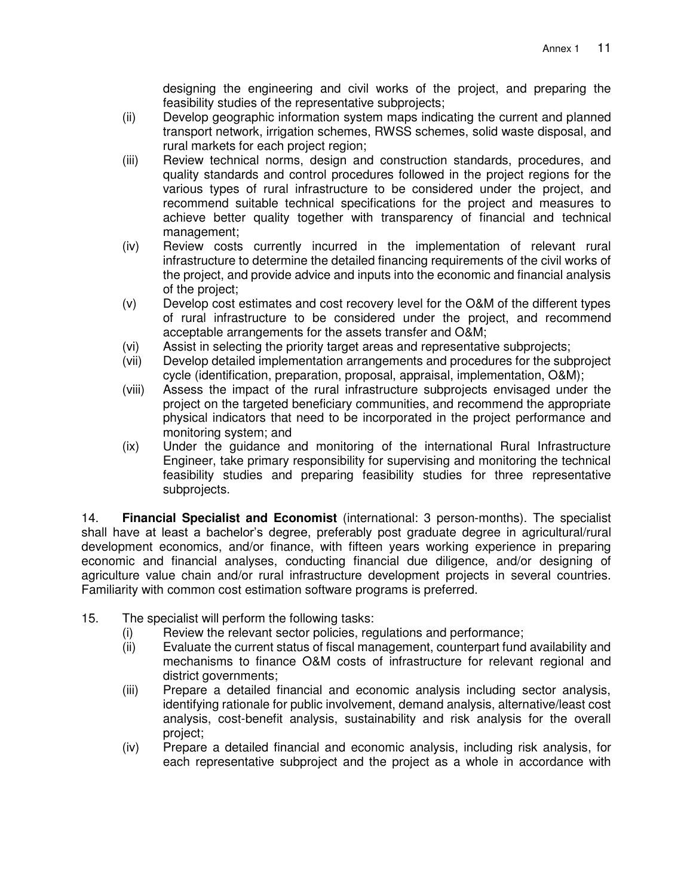designing the engineering and civil works of the project, and preparing the feasibility studies of the representative subprojects;

(ii) Develop geographic information system maps indicating the current and planned transport network, irrigation schemes, RWSS schemes, solid waste disposal, and rural markets for each project region;

(iii) Review technical norms, design and construction standards, procedures, and quality standards and control procedures followed in the project regions for the various types of rural infrastructure to be considered under the project, and recommend suitable technical specifications for the project and measures to achieve better quality together with transparency of financial and technical management;

(iv) Review costs currently incurred in the implementation of relevant rural infrastructure to determine the detailed financing requirements of the civil works of the project, and provide advice and inputs into the economic and financial analysis of the project;

(v) Develop cost estimates and cost recovery level for the O&M of the different types of rural infrastructure to be considered under the project, and recommend acceptable arrangements for the assets transfer and O&M;

(vi) Assist in selecting the priority target areas and representative subprojects;

(vii) Develop detailed implementation arrangements and procedures for the subproject cycle (identification, preparation, proposal, appraisal, implementation, O&M);

(viii) Assess the impact of the rural infrastructure subprojects envisaged under the project on the targeted beneficiary communities, and recommend the appropriate physical indicators that need to be incorporated in the project performance and monitoring system; and

(ix) Under the guidance and monitoring of the international Rural Infrastructure Engineer, take primary responsibility for supervising and monitoring the technical feasibility studies and preparing feasibility studies for three representative subprojects.

14. **Financial Specialist and Economist** (international: 3 person-months). The specialist shall have at least a bachelor's degree, preferably post graduate degree in agricultural/rural development economics, and/or finance, with fifteen years working experience in preparing economic and financial analyses, conducting financial due diligence, and/or designing of agriculture value chain and/or rural infrastructure development projects in several countries. Familiarity with common cost estimation software programs is preferred.

15. The specialist will perform the following tasks:

(i) Review the relevant sector policies, regulations and performance;

(ii) Evaluate the current status of fiscal management, counterpart fund availability and mechanisms to finance O&M costs of infrastructure for relevant regional and district governments;

(iii) Prepare a detailed financial and economic analysis including sector analysis, identifying rationale for public involvement, demand analysis, alternative/least cost analysis, cost-benefit analysis, sustainability and risk analysis for the overall project;

(iv) Prepare a detailed financial and economic analysis, including risk analysis, for each representative subproject and the project as a whole in accordance with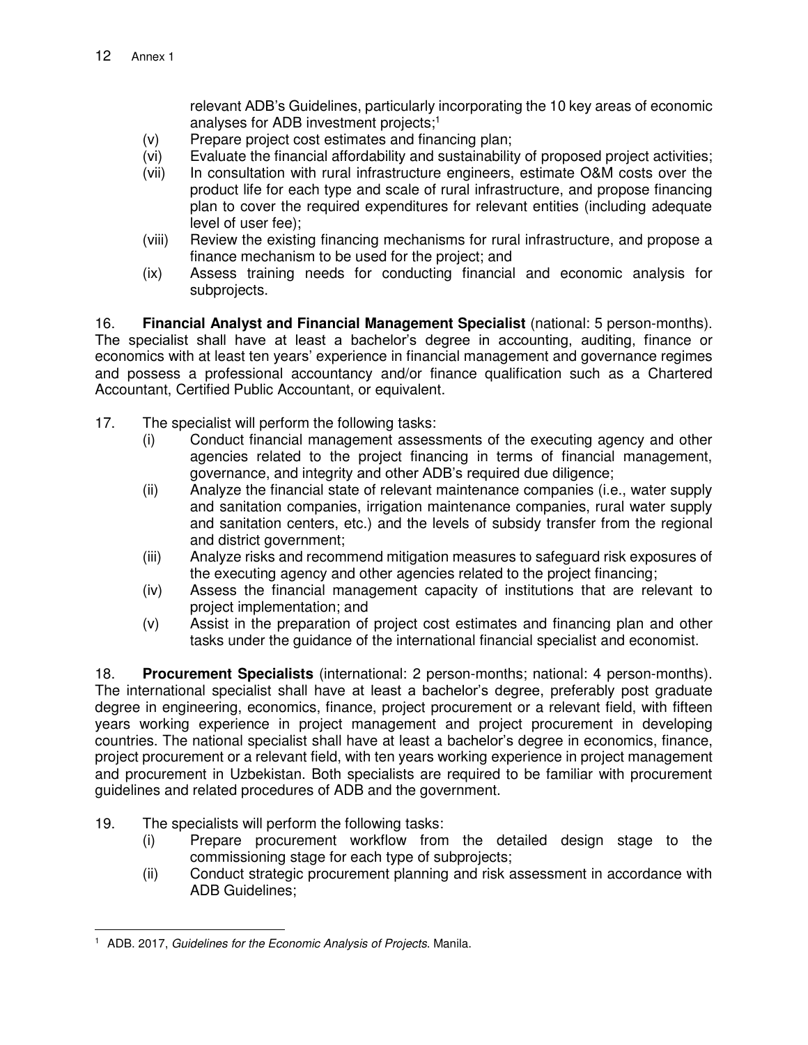relevant ADB's Guidelines, particularly incorporating the 10 key areas of economic analyses for ADB investment projects;[1]

(v) Prepare project cost estimates and financing plan;

(vi) Evaluate the financial affordability and sustainability of proposed project activities;

(vii) In consultation with rural infrastructure engineers, estimate O&M costs over the product life for each type and scale of rural infrastructure, and propose financing plan to cover the required expenditures for relevant entities (including adequate level of user fee);

(viii) Review the existing financing mechanisms for rural infrastructure, and propose a finance mechanism to be used for the project; and

(ix) Assess training needs for conducting financial and economic analysis for subprojects.

16. **Financial Analyst and Financial Management Specialist** (national: 5 person-months). The specialist shall have at least a bachelor's degree in accounting, auditing, finance or economics with at least ten years' experience in financial management and governance regimes and possess a professional accountancy and/or finance qualification such as a Chartered Accountant, Certified Public Accountant, or equivalent.

17. The specialist will perform the following tasks:

(i) Conduct financial management assessments of the executing agency and other agencies related to the project financing in terms of financial management, governance, and integrity and other ADB's required due diligence;

(ii) Analyze the financial state of relevant maintenance companies (i.e., water supply and sanitation companies, irrigation maintenance companies, rural water supply and sanitation centers, etc.) and the levels of subsidy transfer from the regional and district government;

(iii) Analyze risks and recommend mitigation measures to safeguard risk exposures of the executing agency and other agencies related to the project financing;

(iv) Assess the financial management capacity of institutions that are relevant to project implementation; and

(v) Assist in the preparation of project cost estimates and financing plan and other tasks under the guidance of the international financial specialist and economist.

18. **Procurement Specialists** (international: 2 person-months; national: 4 person-months). The international specialist shall have at least a bachelor's degree, preferably post graduate degree in engineering, economics, finance, project procurement or a relevant field, with fifteen years working experience in project management and project procurement in developing countries. The national specialist shall have at least a bachelor's degree in economics, finance, project procurement or a relevant field, with ten years working experience in project management and procurement in Uzbekistan. Both specialists are required to be familiar with procurement guidelines and related procedures of ADB and the government.

19. The specialists will perform the following tasks:

(i) Prepare procurement workflow from the detailed design stage to the commissioning stage for each type of subprojects;

(ii) Conduct strategic procurement planning and risk assessment in accordance with ADB Guidelines;

---

[1] ADB. 2017, *Guidelines for the Economic Analysis of Projects*. Manila.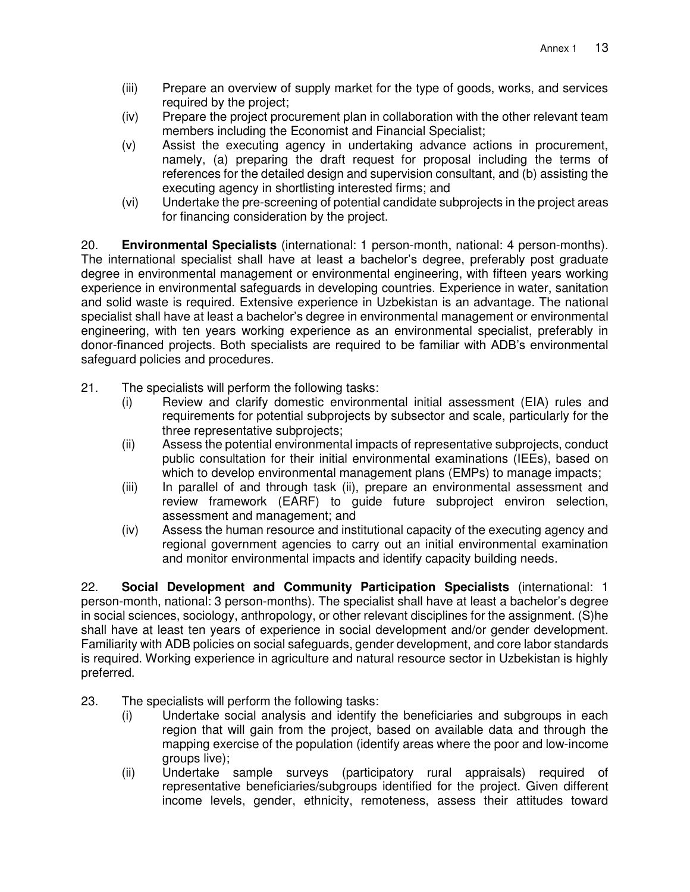(iii) Prepare an overview of supply market for the type of goods, works, and services required by the project;

(iv) Prepare the project procurement plan in collaboration with the other relevant team members including the Economist and Financial Specialist;

(v) Assist the executing agency in undertaking advance actions in procurement, namely, (a) preparing the draft request for proposal including the terms of references for the detailed design and supervision consultant, and (b) assisting the executing agency in shortlisting interested firms; and

(vi) Undertake the pre-screening of potential candidate subprojects in the project areas for financing consideration by the project.

20. **Environmental Specialists** (international: 1 person-month, national: 4 person-months). The international specialist shall have at least a bachelor's degree, preferably post graduate degree in environmental management or environmental engineering, with fifteen years working experience in environmental safeguards in developing countries. Experience in water, sanitation and solid waste is required. Extensive experience in Uzbekistan is an advantage. The national specialist shall have at least a bachelor's degree in environmental management or environmental engineering, with ten years working experience as an environmental specialist, preferably in donor-financed projects. Both specialists are required to be familiar with ADB's environmental safeguard policies and procedures.

21. The specialists will perform the following tasks:

(i) Review and clarify domestic environmental initial assessment (EIA) rules and requirements for potential subprojects by subsector and scale, particularly for the three representative subprojects;

(ii) Assess the potential environmental impacts of representative subprojects, conduct public consultation for their initial environmental examinations (IEEs), based on which to develop environmental management plans (EMPs) to manage impacts;

(iii) In parallel of and through task (ii), prepare an environmental assessment and review framework (EARF) to guide future subproject environ selection, assessment and management; and

(iv) Assess the human resource and institutional capacity of the executing agency and regional government agencies to carry out an initial environmental examination and monitor environmental impacts and identify capacity building needs.

22. **Social Development and Community Participation Specialists** (international: 1 person-month, national: 3 person-months). The specialist shall have at least a bachelor's degree in social sciences, sociology, anthropology, or other relevant disciplines for the assignment. (S)he shall have at least ten years of experience in social development and/or gender development. Familiarity with ADB policies on social safeguards, gender development, and core labor standards is required. Working experience in agriculture and natural resource sector in Uzbekistan is highly preferred.

23. The specialists will perform the following tasks:

(i) Undertake social analysis and identify the beneficiaries and subgroups in each region that will gain from the project, based on available data and through the mapping exercise of the population (identify areas where the poor and low-income groups live);

(ii) Undertake sample surveys (participatory rural appraisals) required of representative beneficiaries/subgroups identified for the project. Given different income levels, gender, ethnicity, remoteness, assess their attitudes toward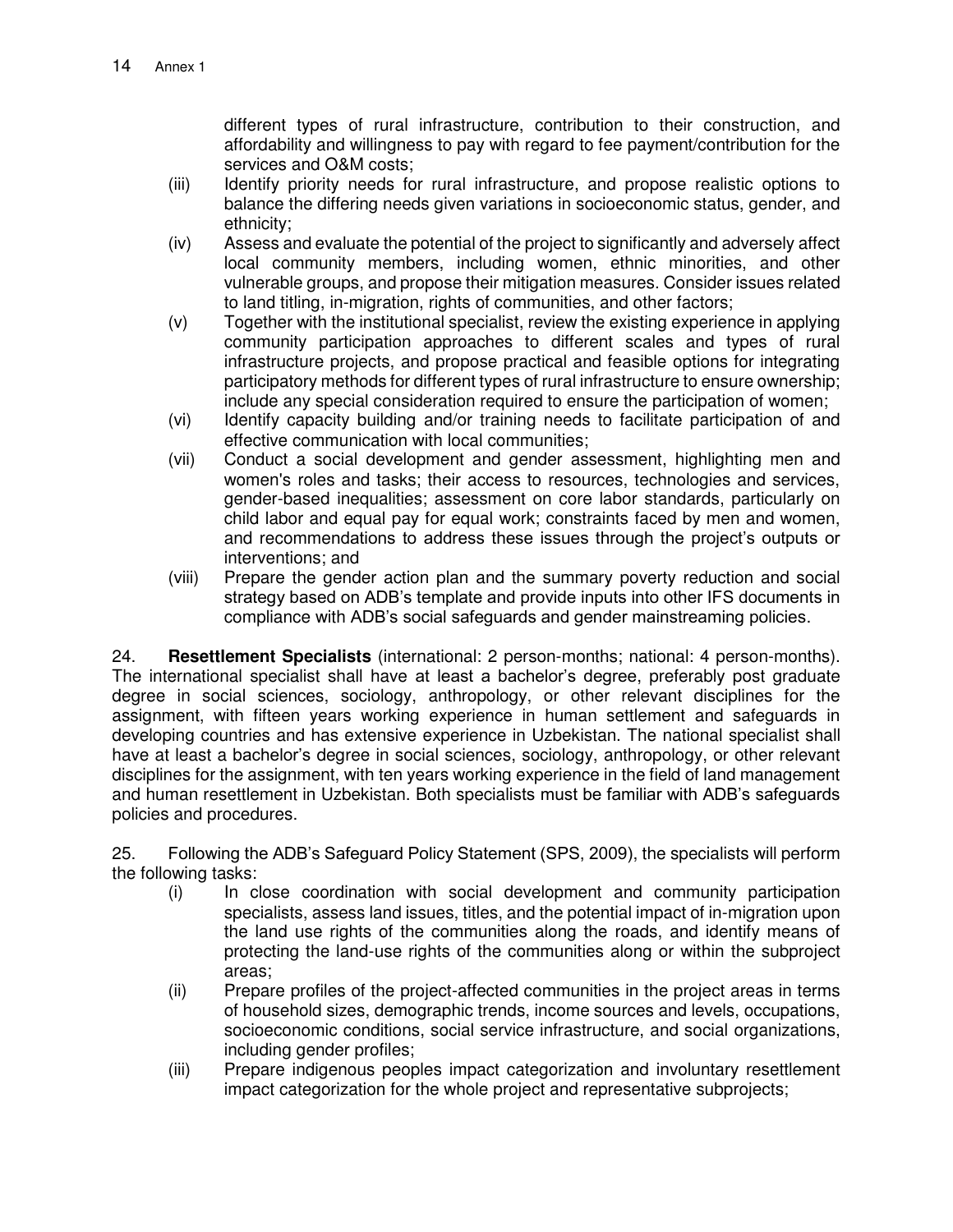different types of rural infrastructure, contribution to their construction, and affordability and willingness to pay with regard to fee payment/contribution for the services and O&M costs;

(iii) Identify priority needs for rural infrastructure, and propose realistic options to balance the differing needs given variations in socioeconomic status, gender, and ethnicity;

(iv) Assess and evaluate the potential of the project to significantly and adversely affect local community members, including women, ethnic minorities, and other vulnerable groups, and propose their mitigation measures. Consider issues related to land titling, in-migration, rights of communities, and other factors;

(v) Together with the institutional specialist, review the existing experience in applying community participation approaches to different scales and types of rural infrastructure projects, and propose practical and feasible options for integrating participatory methods for different types of rural infrastructure to ensure ownership; include any special consideration required to ensure the participation of women;

(vi) Identify capacity building and/or training needs to facilitate participation of and effective communication with local communities;

(vii) Conduct a social development and gender assessment, highlighting men and women's roles and tasks; their access to resources, technologies and services, gender-based inequalities; assessment on core labor standards, particularly on child labor and equal pay for equal work; constraints faced by men and women, and recommendations to address these issues through the project's outputs or interventions; and

(viii) Prepare the gender action plan and the summary poverty reduction and social strategy based on ADB's template and provide inputs into other IFS documents in compliance with ADB's social safeguards and gender mainstreaming policies.

24. **Resettlement Specialists** (international: 2 person-months; national: 4 person-months). The international specialist shall have at least a bachelor's degree, preferably post graduate degree in social sciences, sociology, anthropology, or other relevant disciplines for the assignment, with fifteen years working experience in human settlement and safeguards in developing countries and has extensive experience in Uzbekistan. The national specialist shall have at least a bachelor's degree in social sciences, sociology, anthropology, or other relevant disciplines for the assignment, with ten years working experience in the field of land management and human resettlement in Uzbekistan. Both specialists must be familiar with ADB's safeguards policies and procedures.

25. Following the ADB's Safeguard Policy Statement (SPS, 2009), the specialists will perform the following tasks:

(i) In close coordination with social development and community participation specialists, assess land issues, titles, and the potential impact of in-migration upon the land use rights of the communities along the roads, and identify means of protecting the land-use rights of the communities along or within the subproject areas;

(ii) Prepare profiles of the project-affected communities in the project areas in terms of household sizes, demographic trends, income sources and levels, occupations, socioeconomic conditions, social service infrastructure, and social organizations, including gender profiles;

(iii) Prepare indigenous peoples impact categorization and involuntary resettlement impact categorization for the whole project and representative subprojects;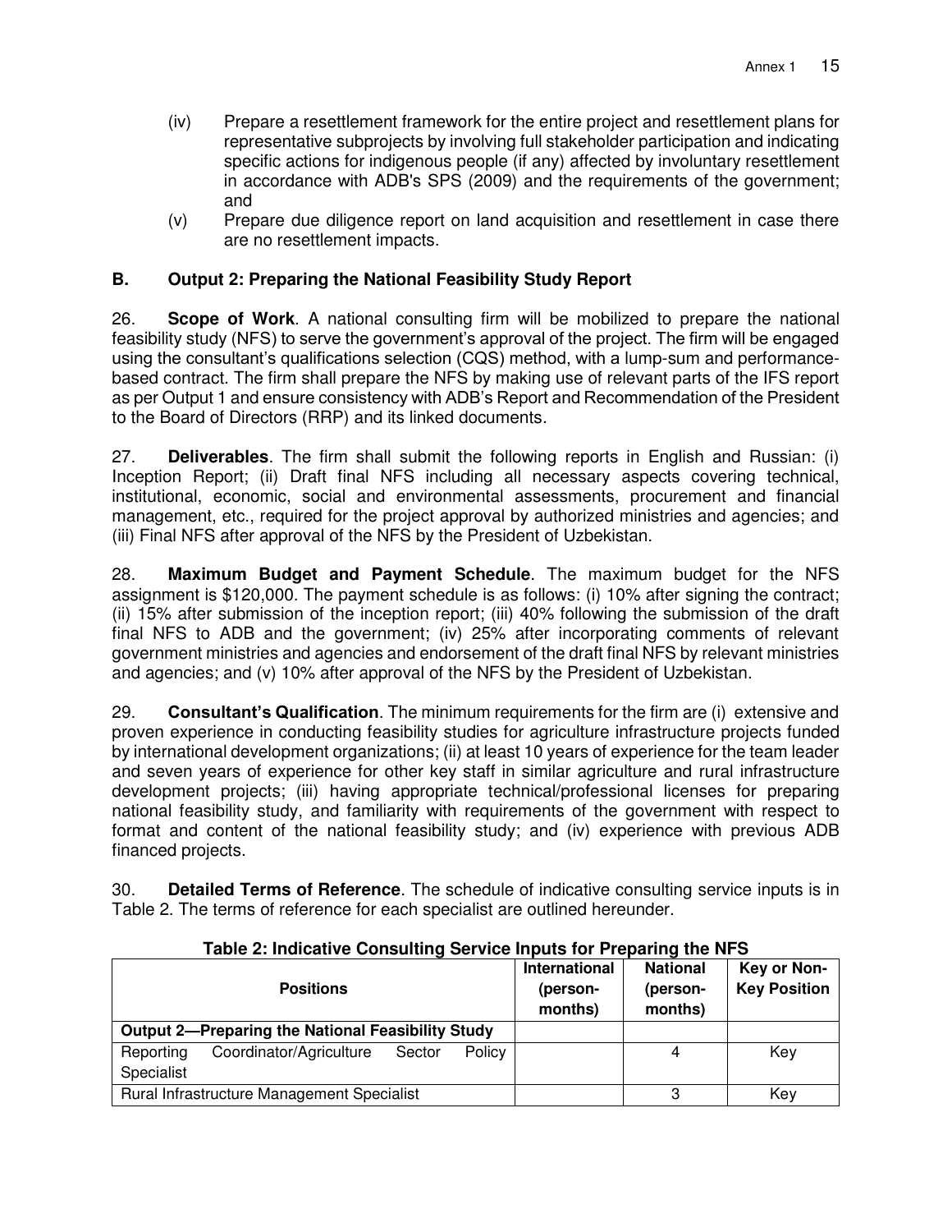(iv) Prepare a resettlement framework for the entire project and resettlement plans for representative subprojects by involving full stakeholder participation and indicating specific actions for indigenous people (if any) affected by involuntary resettlement in accordance with ADB's SPS (2009) and the requirements of the government; and

(v) Prepare due diligence report on land acquisition and resettlement in case there are no resettlement impacts.

### B. Output 2: Preparing the National Feasibility Study Report

26. **Scope of Work**. A national consulting firm will be mobilized to prepare the national feasibility study (NFS) to serve the government's approval of the project. The firm will be engaged using the consultant's qualifications selection (CQS) method, with a lump-sum and performance-based contract. The firm shall prepare the NFS by making use of relevant parts of the IFS report as per Output 1 and ensure consistency with ADB's Report and Recommendation of the President to the Board of Directors (RRP) and its linked documents.

27. **Deliverables**. The firm shall submit the following reports in English and Russian: (i) Inception Report; (ii) Draft final NFS including all necessary aspects covering technical, institutional, economic, social and environmental assessments, procurement and financial management, etc., required for the project approval by authorized ministries and agencies; and (iii) Final NFS after approval of the NFS by the President of Uzbekistan.

28. **Maximum Budget and Payment Schedule**. The maximum budget for the NFS assignment is $120,000. The payment schedule is as follows: (i) 10% after signing the contract; (ii) 15% after submission of the inception report; (iii) 40% following the submission of the draft final NFS to ADB and the government; (iv) 25% after incorporating comments of relevant government ministries and agencies and endorsement of the draft final NFS by relevant ministries and agencies; and (v) 10% after approval of the NFS by the President of Uzbekistan.

29. **Consultant's Qualification**. The minimum requirements for the firm are (i) extensive and proven experience in conducting feasibility studies for agriculture infrastructure projects funded by international development organizations; (ii) at least 10 years of experience for the team leader and seven years of experience for other key staff in similar agriculture and rural infrastructure development projects; (iii) having appropriate technical/professional licenses for preparing national feasibility study, and familiarity with requirements of the government with respect to format and content of the national feasibility study; and (iv) experience with previous ADB financed projects.

30. **Detailed Terms of Reference**. The schedule of indicative consulting service inputs is in Table 2. The terms of reference for each specialist are outlined hereunder.

**Table 2: Indicative Consulting Service Inputs for Preparing the NFS**

| Positions | International (person-months) | National (person-months) | Key or Non-Key Position |
|---|---|---|---|
| **Output 2—Preparing the National Feasibility Study** | | | |
| Reporting Coordinator/Agriculture Sector Policy Specialist | | 4 | Key |
| Rural Infrastructure Management Specialist | | 3 | Key |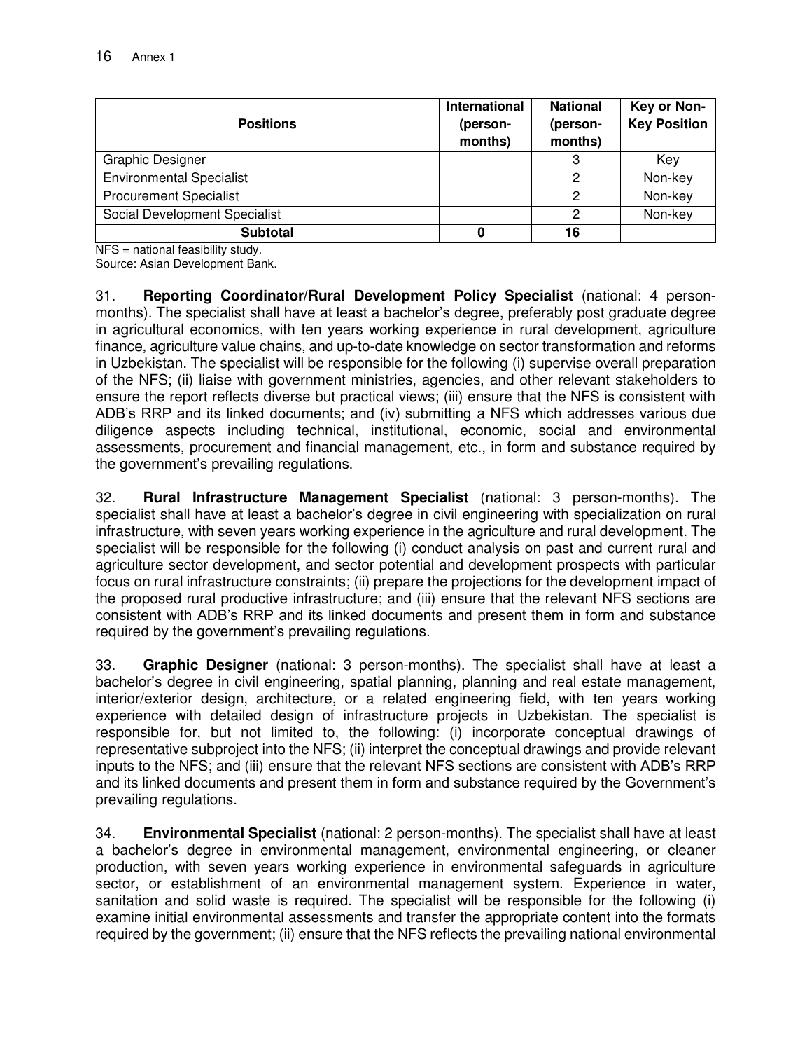| Positions | International (person-months) | National (person-months) | Key or Non-Key Position |
| --- | --- | --- | --- |
| Graphic Designer | | 3 | Key |
| Environmental Specialist | | 2 | Non-key |
| Procurement Specialist | | 2 | Non-key |
| Social Development Specialist | | 2 | Non-key |
| **Subtotal** | **0** | **16** | |

NFS = national feasibility study.
Source: Asian Development Bank.

31. **Reporting Coordinator/Rural Development Policy Specialist** (national: 4 person-months). The specialist shall have at least a bachelor's degree, preferably post graduate degree in agricultural economics, with ten years working experience in rural development, agriculture finance, agriculture value chains, and up-to-date knowledge on sector transformation and reforms in Uzbekistan. The specialist will be responsible for the following (i) supervise overall preparation of the NFS; (ii) liaise with government ministries, agencies, and other relevant stakeholders to ensure the report reflects diverse but practical views; (iii) ensure that the NFS is consistent with ADB's RRP and its linked documents; and (iv) submitting a NFS which addresses various due diligence aspects including technical, institutional, economic, social and environmental assessments, procurement and financial management, etc., in form and substance required by the government's prevailing regulations.

32. **Rural Infrastructure Management Specialist** (national: 3 person-months). The specialist shall have at least a bachelor's degree in civil engineering with specialization on rural infrastructure, with seven years working experience in the agriculture and rural development. The specialist will be responsible for the following (i) conduct analysis on past and current rural and agriculture sector development, and sector potential and development prospects with particular focus on rural infrastructure constraints; (ii) prepare the projections for the development impact of the proposed rural productive infrastructure; and (iii) ensure that the relevant NFS sections are consistent with ADB's RRP and its linked documents and present them in form and substance required by the government's prevailing regulations.

33. **Graphic Designer** (national: 3 person-months). The specialist shall have at least a bachelor's degree in civil engineering, spatial planning, planning and real estate management, interior/exterior design, architecture, or a related engineering field, with ten years working experience with detailed design of infrastructure projects in Uzbekistan. The specialist is responsible for, but not limited to, the following: (i) incorporate conceptual drawings of representative subproject into the NFS; (ii) interpret the conceptual drawings and provide relevant inputs to the NFS; and (iii) ensure that the relevant NFS sections are consistent with ADB's RRP and its linked documents and present them in form and substance required by the Government's prevailing regulations.

34. **Environmental Specialist** (national: 2 person-months). The specialist shall have at least a bachelor's degree in environmental management, environmental engineering, or cleaner production, with seven years working experience in environmental safeguards in agriculture sector, or establishment of an environmental management system. Experience in water, sanitation and solid waste is required. The specialist will be responsible for the following (i) examine initial environmental assessments and transfer the appropriate content into the formats required by the government; (ii) ensure that the NFS reflects the prevailing national environmental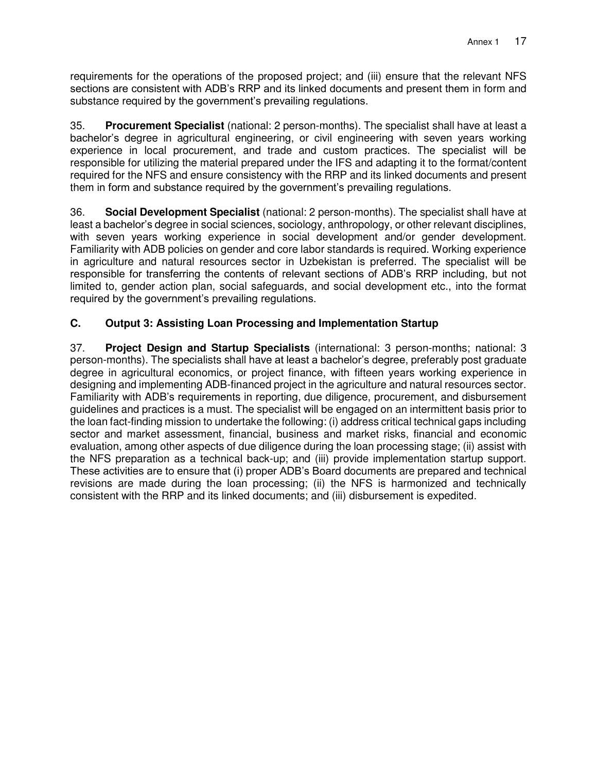requirements for the operations of the proposed project; and (iii) ensure that the relevant NFS sections are consistent with ADB's RRP and its linked documents and present them in form and substance required by the government's prevailing regulations.

35. **Procurement Specialist** (national: 2 person-months). The specialist shall have at least a bachelor's degree in agricultural engineering, or civil engineering with seven years working experience in local procurement, and trade and custom practices. The specialist will be responsible for utilizing the material prepared under the IFS and adapting it to the format/content required for the NFS and ensure consistency with the RRP and its linked documents and present them in form and substance required by the government's prevailing regulations.

36. **Social Development Specialist** (national: 2 person-months). The specialist shall have at least a bachelor's degree in social sciences, sociology, anthropology, or other relevant disciplines, with seven years working experience in social development and/or gender development. Familiarity with ADB policies on gender and core labor standards is required. Working experience in agriculture and natural resources sector in Uzbekistan is preferred. The specialist will be responsible for transferring the contents of relevant sections of ADB's RRP including, but not limited to, gender action plan, social safeguards, and social development etc., into the format required by the government's prevailing regulations.

### C. Output 3: Assisting Loan Processing and Implementation Startup

37. **Project Design and Startup Specialists** (international: 3 person-months; national: 3 person-months). The specialists shall have at least a bachelor's degree, preferably post graduate degree in agricultural economics, or project finance, with fifteen years working experience in designing and implementing ADB-financed project in the agriculture and natural resources sector. Familiarity with ADB's requirements in reporting, due diligence, procurement, and disbursement guidelines and practices is a must. The specialist will be engaged on an intermittent basis prior to the loan fact-finding mission to undertake the following: (i) address critical technical gaps including sector and market assessment, financial, business and market risks, financial and economic evaluation, among other aspects of due diligence during the loan processing stage; (ii) assist with the NFS preparation as a technical back-up; and (iii) provide implementation startup support. These activities are to ensure that (i) proper ADB's Board documents are prepared and technical revisions are made during the loan processing; (ii) the NFS is harmonized and technically consistent with the RRP and its linked documents; and (iii) disbursement is expedited.